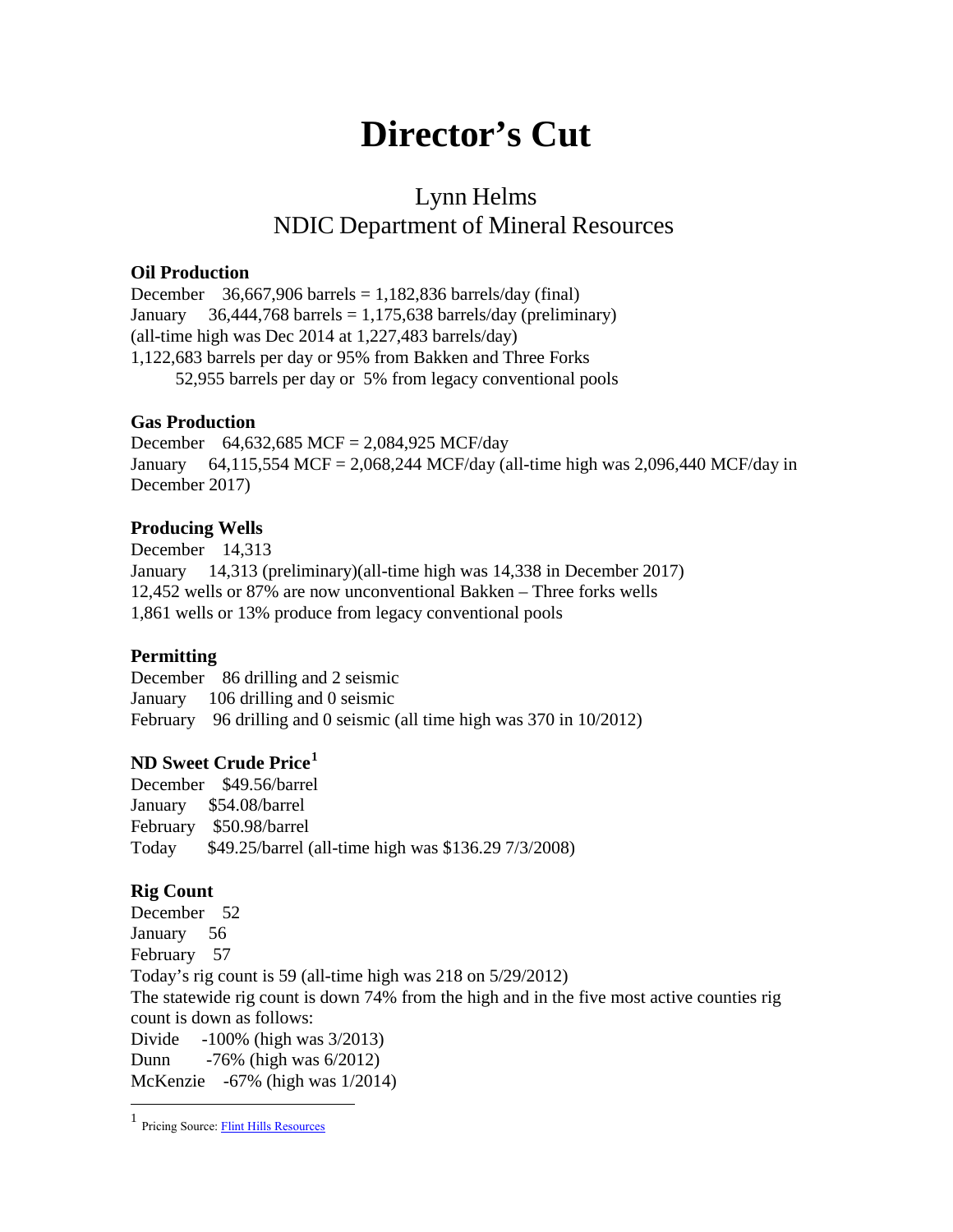# Director's Cut

## Lynn Helms
## NDIC Department of Mineral Resources

**Oil Production**
December 36,667,906 barrels = 1,182,836 barrels/day (final)
January 36,444,768 barrels = 1,175,638 barrels/day (preliminary)
(all-time high was Dec 2014 at 1,227,483 barrels/day)
1,122,683 barrels per day or 95% from Bakken and Three Forks
52,955 barrels per day or 5% from legacy conventional pools

**Gas Production**
December 64,632,685 MCF = 2,084,925 MCF/day
January 64,115,554 MCF = 2,068,244 MCF/day (all-time high was 2,096,440 MCF/day in December 2017)

**Producing Wells**
December 14,313
January 14,313 (preliminary)(all-time high was 14,338 in December 2017)
12,452 wells or 87% are now unconventional Bakken – Three forks wells
1,861 wells or 13% produce from legacy conventional pools

**Permitting**
December 86 drilling and 2 seismic
January 106 drilling and 0 seismic
February 96 drilling and 0 seismic (all time high was 370 in 10/2012)

**ND Sweet Crude Price**[1]
December $49.56/barrel
January $54.08/barrel
February $50.98/barrel
Today $49.25/barrel (all-time high was $136.29 7/3/2008)

**Rig Count**
December 52
January 56
February 57
Today's rig count is 59 (all-time high was 218 on 5/29/2012)
The statewide rig count is down 74% from the high and in the five most active counties rig count is down as follows:
Divide -100% (high was 3/2013)
Dunn -76% (high was 6/2012)
McKenzie -67% (high was 1/2014)

---

[1] Pricing Source: Flint Hills Resources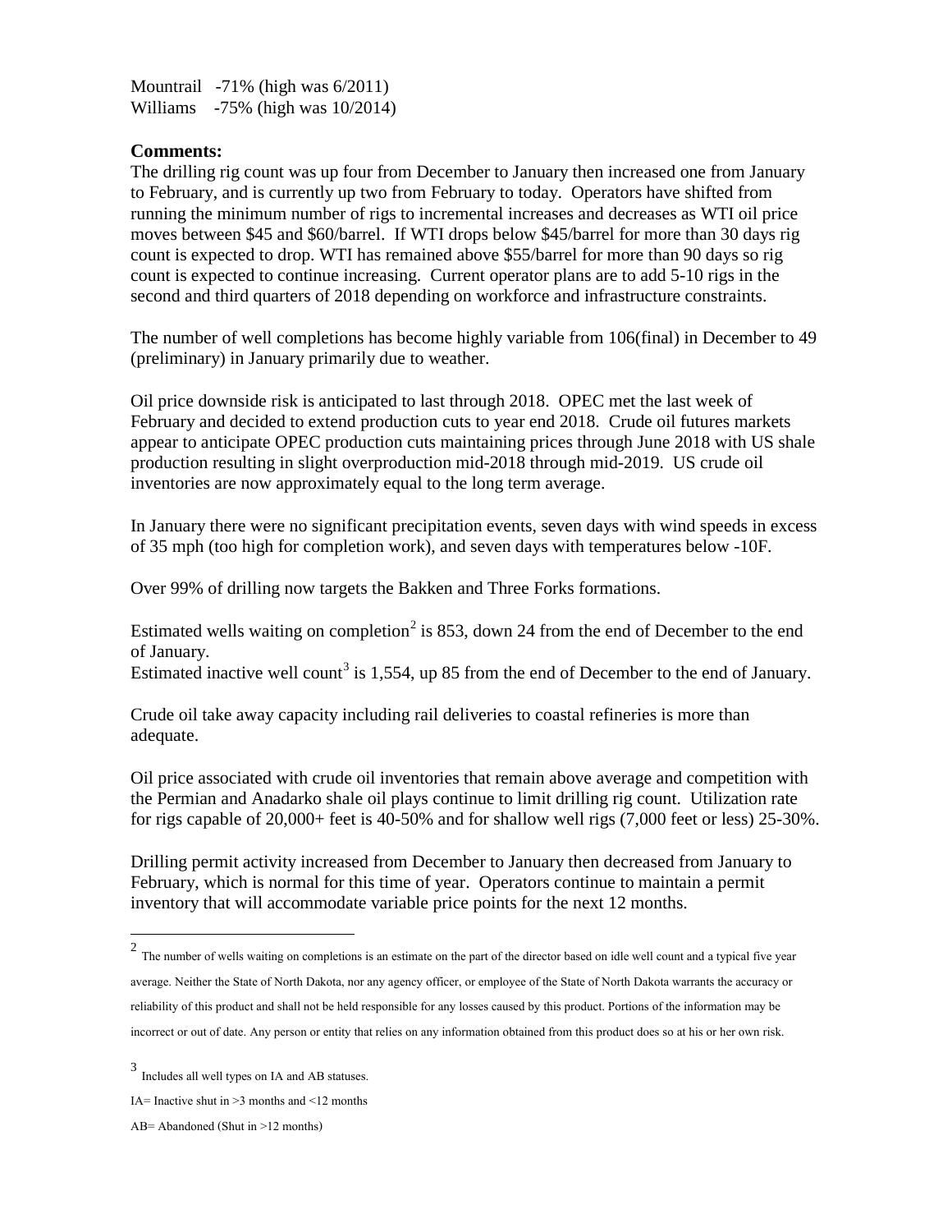Mountrail -71% (high was 6/2011)
Williams -75% (high was 10/2014)

**Comments:**

The drilling rig count was up four from December to January then increased one from January to February, and is currently up two from February to today. Operators have shifted from running the minimum number of rigs to incremental increases and decreases as WTI oil price moves between $45 and $60/barrel. If WTI drops below $45/barrel for more than 30 days rig count is expected to drop. WTI has remained above $55/barrel for more than 90 days so rig count is expected to continue increasing. Current operator plans are to add 5-10 rigs in the second and third quarters of 2018 depending on workforce and infrastructure constraints.

The number of well completions has become highly variable from 106(final) in December to 49 (preliminary) in January primarily due to weather.

Oil price downside risk is anticipated to last through 2018. OPEC met the last week of February and decided to extend production cuts to year end 2018. Crude oil futures markets appear to anticipate OPEC production cuts maintaining prices through June 2018 with US shale production resulting in slight overproduction mid-2018 through mid-2019. US crude oil inventories are now approximately equal to the long term average.

In January there were no significant precipitation events, seven days with wind speeds in excess of 35 mph (too high for completion work), and seven days with temperatures below -10F.

Over 99% of drilling now targets the Bakken and Three Forks formations.

Estimated wells waiting on completion[2] is 853, down 24 from the end of December to the end of January.
Estimated inactive well count[3] is 1,554, up 85 from the end of December to the end of January.

Crude oil take away capacity including rail deliveries to coastal refineries is more than adequate.

Oil price associated with crude oil inventories that remain above average and competition with the Permian and Anadarko shale oil plays continue to limit drilling rig count. Utilization rate for rigs capable of 20,000+ feet is 40-50% and for shallow well rigs (7,000 feet or less) 25-30%.

Drilling permit activity increased from December to January then decreased from January to February, which is normal for this time of year. Operators continue to maintain a permit inventory that will accommodate variable price points for the next 12 months.

---

[2] The number of wells waiting on completions is an estimate on the part of the director based on idle well count and a typical five year average. Neither the State of North Dakota, nor any agency officer, or employee of the State of North Dakota warrants the accuracy or reliability of this product and shall not be held responsible for any losses caused by this product. Portions of the information may be incorrect or out of date. Any person or entity that relies on any information obtained from this product does so at his or her own risk.

[3] Includes all well types on IA and AB statuses.

IA= Inactive shut in >3 months and <12 months

AB= Abandoned (Shut in >12 months)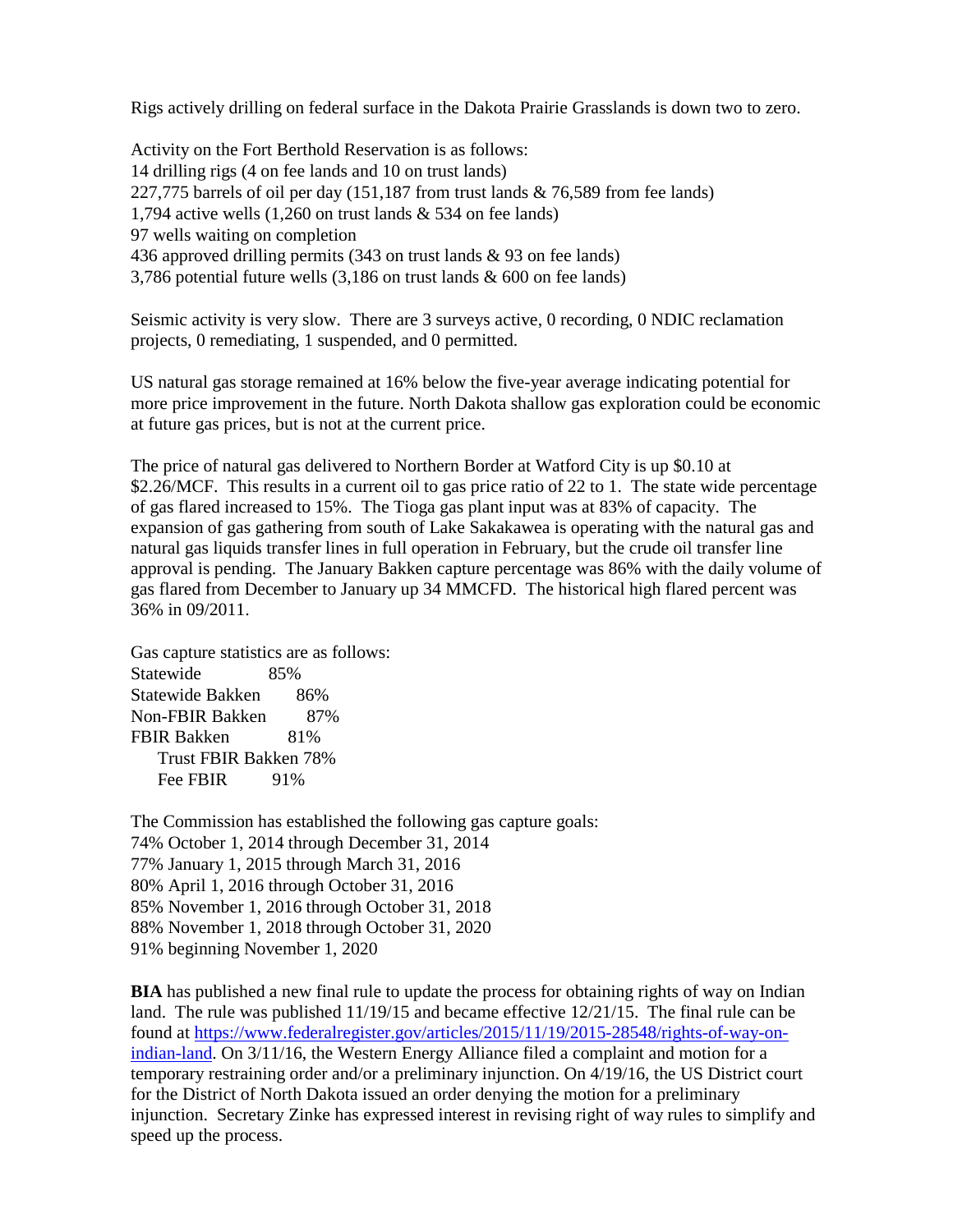Rigs actively drilling on federal surface in the Dakota Prairie Grasslands is down two to zero.

Activity on the Fort Berthold Reservation is as follows:
14 drilling rigs (4 on fee lands and 10 on trust lands)
227,775 barrels of oil per day (151,187 from trust lands & 76,589 from fee lands)
1,794 active wells (1,260 on trust lands & 534 on fee lands)
97 wells waiting on completion
436 approved drilling permits (343 on trust lands & 93 on fee lands)
3,786 potential future wells (3,186 on trust lands & 600 on fee lands)

Seismic activity is very slow. There are 3 surveys active, 0 recording, 0 NDIC reclamation projects, 0 remediating, 1 suspended, and 0 permitted.

US natural gas storage remained at 16% below the five-year average indicating potential for more price improvement in the future. North Dakota shallow gas exploration could be economic at future gas prices, but is not at the current price.

The price of natural gas delivered to Northern Border at Watford City is up $0.10 at $2.26/MCF. This results in a current oil to gas price ratio of 22 to 1. The state wide percentage of gas flared increased to 15%. The Tioga gas plant input was at 83% of capacity. The expansion of gas gathering from south of Lake Sakakawea is operating with the natural gas and natural gas liquids transfer lines in full operation in February, but the crude oil transfer line approval is pending. The January Bakken capture percentage was 86% with the daily volume of gas flared from December to January up 34 MMCFD. The historical high flared percent was 36% in 09/2011.

Gas capture statistics are as follows:

Statewide 85%
Statewide Bakken 86%
Non-FBIR Bakken 87%
FBIR Bakken 81%
  Trust FBIR Bakken 78%
  Fee FBIR 91%

The Commission has established the following gas capture goals:
74% October 1, 2014 through December 31, 2014
77% January 1, 2015 through March 31, 2016
80% April 1, 2016 through October 31, 2016
85% November 1, 2016 through October 31, 2018
88% November 1, 2018 through October 31, 2020
91% beginning November 1, 2020

**BIA** has published a new final rule to update the process for obtaining rights of way on Indian land. The rule was published 11/19/15 and became effective 12/21/15. The final rule can be found at https://www.federalregister.gov/articles/2015/11/19/2015-28548/rights-of-way-on-indian-land. On 3/11/16, the Western Energy Alliance filed a complaint and motion for a temporary restraining order and/or a preliminary injunction. On 4/19/16, the US District court for the District of North Dakota issued an order denying the motion for a preliminary injunction. Secretary Zinke has expressed interest in revising right of way rules to simplify and speed up the process.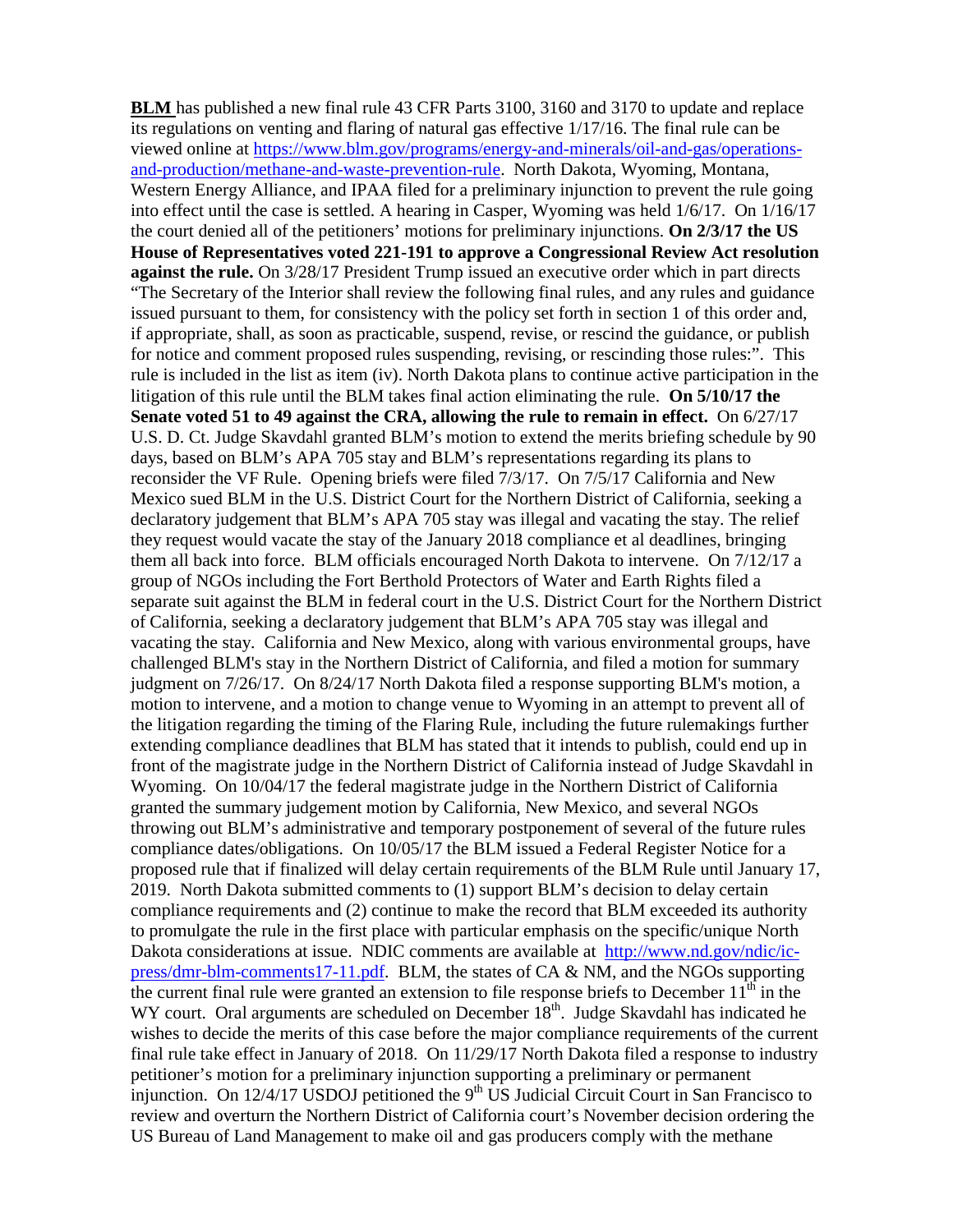**BLM** has published a new final rule 43 CFR Parts 3100, 3160 and 3170 to update and replace its regulations on venting and flaring of natural gas effective 1/17/16. The final rule can be viewed online at [https://www.blm.gov/programs/energy-and-minerals/oil-and-gas/operations-and-production/methane-and-waste-prevention-rule](https://www.blm.gov/programs/energy-and-minerals/oil-and-gas/operations-and-production/methane-and-waste-prevention-rule). North Dakota, Wyoming, Montana, Western Energy Alliance, and IPAA filed for a preliminary injunction to prevent the rule going into effect until the case is settled. A hearing in Casper, Wyoming was held 1/6/17. On 1/16/17 the court denied all of the petitioners' motions for preliminary injunctions. **On 2/3/17 the US House of Representatives voted 221-191 to approve a Congressional Review Act resolution against the rule.** On 3/28/17 President Trump issued an executive order which in part directs "The Secretary of the Interior shall review the following final rules, and any rules and guidance issued pursuant to them, for consistency with the policy set forth in section 1 of this order and, if appropriate, shall, as soon as practicable, suspend, revise, or rescind the guidance, or publish for notice and comment proposed rules suspending, revising, or rescinding those rules:". This rule is included in the list as item (iv). North Dakota plans to continue active participation in the litigation of this rule until the BLM takes final action eliminating the rule. **On 5/10/17 the Senate voted 51 to 49 against the CRA, allowing the rule to remain in effect.** On 6/27/17 U.S. D. Ct. Judge Skavdahl granted BLM's motion to extend the merits briefing schedule by 90 days, based on BLM's APA 705 stay and BLM's representations regarding its plans to reconsider the VF Rule. Opening briefs were filed 7/3/17. On 7/5/17 California and New Mexico sued BLM in the U.S. District Court for the Northern District of California, seeking a declaratory judgement that BLM's APA 705 stay was illegal and vacating the stay. The relief they request would vacate the stay of the January 2018 compliance et al deadlines, bringing them all back into force. BLM officials encouraged North Dakota to intervene. On 7/12/17 a group of NGOs including the Fort Berthold Protectors of Water and Earth Rights filed a separate suit against the BLM in federal court in the U.S. District Court for the Northern District of California, seeking a declaratory judgement that BLM's APA 705 stay was illegal and vacating the stay. California and New Mexico, along with various environmental groups, have challenged BLM's stay in the Northern District of California, and filed a motion for summary judgment on 7/26/17. On 8/24/17 North Dakota filed a response supporting BLM's motion, a motion to intervene, and a motion to change venue to Wyoming in an attempt to prevent all of the litigation regarding the timing of the Flaring Rule, including the future rulemakings further extending compliance deadlines that BLM has stated that it intends to publish, could end up in front of the magistrate judge in the Northern District of California instead of Judge Skavdahl in Wyoming. On 10/04/17 the federal magistrate judge in the Northern District of California granted the summary judgement motion by California, New Mexico, and several NGOs throwing out BLM's administrative and temporary postponement of several of the future rules compliance dates/obligations. On 10/05/17 the BLM issued a Federal Register Notice for a proposed rule that if finalized will delay certain requirements of the BLM Rule until January 17, 2019. North Dakota submitted comments to (1) support BLM's decision to delay certain compliance requirements and (2) continue to make the record that BLM exceeded its authority to promulgate the rule in the first place with particular emphasis on the specific/unique North Dakota considerations at issue. NDIC comments are available at [http://www.nd.gov/ndic/ic-press/dmr-blm-comments17-11.pdf](http://www.nd.gov/ndic/ic-press/dmr-blm-comments17-11.pdf). BLM, the states of CA & NM, and the NGOs supporting the current final rule were granted an extension to file response briefs to December 11th in the WY court. Oral arguments are scheduled on December 18th. Judge Skavdahl has indicated he wishes to decide the merits of this case before the major compliance requirements of the current final rule take effect in January of 2018. On 11/29/17 North Dakota filed a response to industry petitioner's motion for a preliminary injunction supporting a preliminary or permanent injunction. On 12/4/17 USDOJ petitioned the 9th US Judicial Circuit Court in San Francisco to review and overturn the Northern District of California court's November decision ordering the US Bureau of Land Management to make oil and gas producers comply with the methane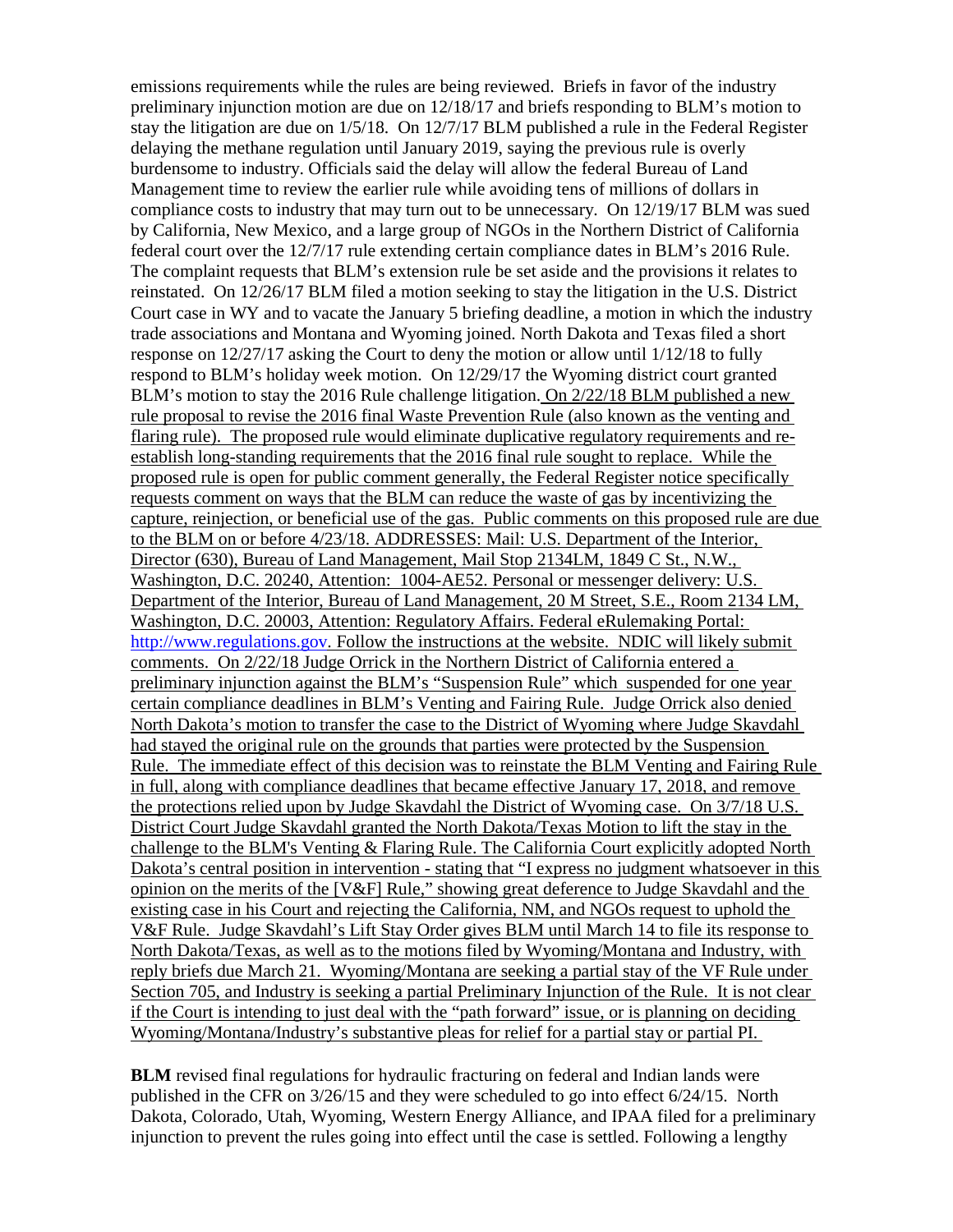emissions requirements while the rules are being reviewed. Briefs in favor of the industry preliminary injunction motion are due on 12/18/17 and briefs responding to BLM's motion to stay the litigation are due on 1/5/18. On 12/7/17 BLM published a rule in the Federal Register delaying the methane regulation until January 2019, saying the previous rule is overly burdensome to industry. Officials said the delay will allow the federal Bureau of Land Management time to review the earlier rule while avoiding tens of millions of dollars in compliance costs to industry that may turn out to be unnecessary. On 12/19/17 BLM was sued by California, New Mexico, and a large group of NGOs in the Northern District of California federal court over the 12/7/17 rule extending certain compliance dates in BLM's 2016 Rule. The complaint requests that BLM's extension rule be set aside and the provisions it relates to reinstated. On 12/26/17 BLM filed a motion seeking to stay the litigation in the U.S. District Court case in WY and to vacate the January 5 briefing deadline, a motion in which the industry trade associations and Montana and Wyoming joined. North Dakota and Texas filed a short response on 12/27/17 asking the Court to deny the motion or allow until 1/12/18 to fully respond to BLM's holiday week motion. On 12/29/17 the Wyoming district court granted BLM's motion to stay the 2016 Rule challenge litigation. <u>On 2/22/18 BLM published a new rule proposal to revise the 2016 final Waste Prevention Rule (also known as the venting and flaring rule). The proposed rule would eliminate duplicative regulatory requirements and re-establish long-standing requirements that the 2016 final rule sought to replace. While the proposed rule is open for public comment generally, the Federal Register notice specifically requests comment on ways that the BLM can reduce the waste of gas by incentivizing the capture, reinjection, or beneficial use of the gas. Public comments on this proposed rule are due to the BLM on or before 4/23/18. ADDRESSES: Mail: U.S. Department of the Interior, Director (630), Bureau of Land Management, Mail Stop 2134LM, 1849 C St., N.W., Washington, D.C. 20240, Attention: 1004-AE52. Personal or messenger delivery: U.S. Department of the Interior, Bureau of Land Management, 20 M Street, S.E., Room 2134 LM, Washington, D.C. 20003, Attention: Regulatory Affairs. Federal eRulemaking Portal: http://www.regulations.gov. Follow the instructions at the website. NDIC will likely submit comments. On 2/22/18 Judge Orrick in the Northern District of California entered a preliminary injunction against the BLM's "Suspension Rule" which suspended for one year certain compliance deadlines in BLM's Venting and Fairing Rule. Judge Orrick also denied North Dakota's motion to transfer the case to the District of Wyoming where Judge Skavdahl had stayed the original rule on the grounds that parties were protected by the Suspension Rule. The immediate effect of this decision was to reinstate the BLM Venting and Fairing Rule in full, along with compliance deadlines that became effective January 17, 2018, and remove the protections relied upon by Judge Skavdahl the District of Wyoming case. On 3/7/18 U.S. District Court Judge Skavdahl granted the North Dakota/Texas Motion to lift the stay in the challenge to the BLM's Venting & Flaring Rule. The California Court explicitly adopted North Dakota's central position in intervention - stating that "I express no judgment whatsoever in this opinion on the merits of the [V&F] Rule," showing great deference to Judge Skavdahl and the existing case in his Court and rejecting the California, NM, and NGOs request to uphold the V&F Rule. Judge Skavdahl's Lift Stay Order gives BLM until March 14 to file its response to North Dakota/Texas, as well as to the motions filed by Wyoming/Montana and Industry, with reply briefs due March 21. Wyoming/Montana are seeking a partial stay of the VF Rule under Section 705, and Industry is seeking a partial Preliminary Injunction of the Rule. It is not clear if the Court is intending to just deal with the "path forward" issue, or is planning on deciding Wyoming/Montana/Industry's substantive pleas for relief for a partial stay or partial PI.</u>

**BLM** revised final regulations for hydraulic fracturing on federal and Indian lands were published in the CFR on 3/26/15 and they were scheduled to go into effect 6/24/15. North Dakota, Colorado, Utah, Wyoming, Western Energy Alliance, and IPAA filed for a preliminary injunction to prevent the rules going into effect until the case is settled. Following a lengthy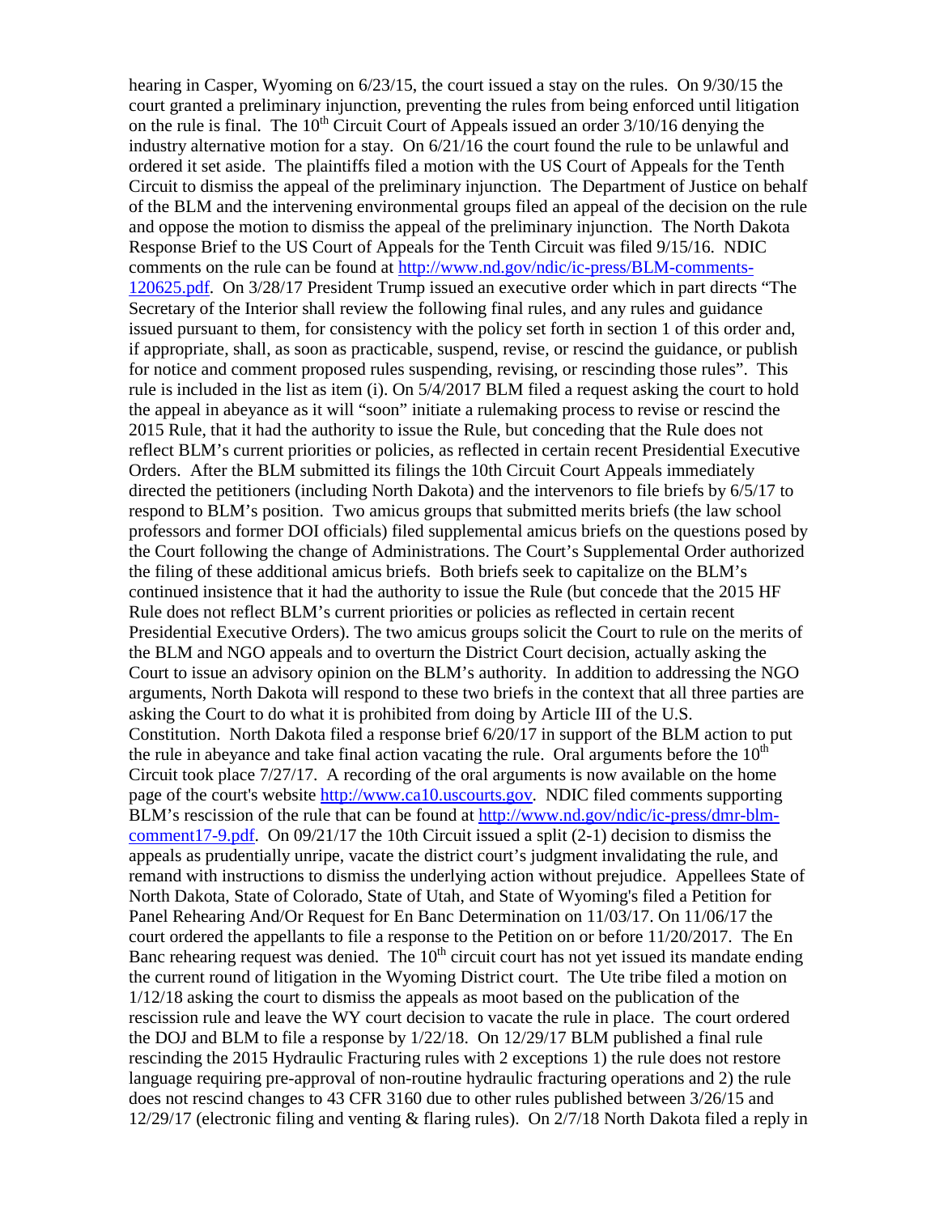hearing in Casper, Wyoming on 6/23/15, the court issued a stay on the rules. On 9/30/15 the court granted a preliminary injunction, preventing the rules from being enforced until litigation on the rule is final. The 10th Circuit Court of Appeals issued an order 3/10/16 denying the industry alternative motion for a stay. On 6/21/16 the court found the rule to be unlawful and ordered it set aside. The plaintiffs filed a motion with the US Court of Appeals for the Tenth Circuit to dismiss the appeal of the preliminary injunction. The Department of Justice on behalf of the BLM and the intervening environmental groups filed an appeal of the decision on the rule and oppose the motion to dismiss the appeal of the preliminary injunction. The North Dakota Response Brief to the US Court of Appeals for the Tenth Circuit was filed 9/15/16. NDIC comments on the rule can be found at http://www.nd.gov/ndic/ic-press/BLM-comments-120625.pdf. On 3/28/17 President Trump issued an executive order which in part directs "The Secretary of the Interior shall review the following final rules, and any rules and guidance issued pursuant to them, for consistency with the policy set forth in section 1 of this order and, if appropriate, shall, as soon as practicable, suspend, revise, or rescind the guidance, or publish for notice and comment proposed rules suspending, revising, or rescinding those rules". This rule is included in the list as item (i). On 5/4/2017 BLM filed a request asking the court to hold the appeal in abeyance as it will "soon" initiate a rulemaking process to revise or rescind the 2015 Rule, that it had the authority to issue the Rule, but conceding that the Rule does not reflect BLM's current priorities or policies, as reflected in certain recent Presidential Executive Orders. After the BLM submitted its filings the 10th Circuit Court Appeals immediately directed the petitioners (including North Dakota) and the intervenors to file briefs by 6/5/17 to respond to BLM's position. Two amicus groups that submitted merits briefs (the law school professors and former DOI officials) filed supplemental amicus briefs on the questions posed by the Court following the change of Administrations. The Court's Supplemental Order authorized the filing of these additional amicus briefs. Both briefs seek to capitalize on the BLM's continued insistence that it had the authority to issue the Rule (but concede that the 2015 HF Rule does not reflect BLM's current priorities or policies as reflected in certain recent Presidential Executive Orders). The two amicus groups solicit the Court to rule on the merits of the BLM and NGO appeals and to overturn the District Court decision, actually asking the Court to issue an advisory opinion on the BLM's authority. In addition to addressing the NGO arguments, North Dakota will respond to these two briefs in the context that all three parties are asking the Court to do what it is prohibited from doing by Article III of the U.S. Constitution. North Dakota filed a response brief 6/20/17 in support of the BLM action to put the rule in abeyance and take final action vacating the rule. Oral arguments before the 10th Circuit took place 7/27/17. A recording of the oral arguments is now available on the home page of the court's website http://www.ca10.uscourts.gov. NDIC filed comments supporting BLM's rescission of the rule that can be found at http://www.nd.gov/ndic/ic-press/dmr-blm-comment17-9.pdf. On 09/21/17 the 10th Circuit issued a split (2-1) decision to dismiss the appeals as prudentially unripe, vacate the district court's judgment invalidating the rule, and remand with instructions to dismiss the underlying action without prejudice. Appellees State of North Dakota, State of Colorado, State of Utah, and State of Wyoming's filed a Petition for Panel Rehearing And/Or Request for En Banc Determination on 11/03/17. On 11/06/17 the court ordered the appellants to file a response to the Petition on or before 11/20/2017. The En Banc rehearing request was denied. The 10th circuit court has not yet issued its mandate ending the current round of litigation in the Wyoming District court. The Ute tribe filed a motion on 1/12/18 asking the court to dismiss the appeals as moot based on the publication of the rescission rule and leave the WY court decision to vacate the rule in place. The court ordered the DOJ and BLM to file a response by 1/22/18. On 12/29/17 BLM published a final rule rescinding the 2015 Hydraulic Fracturing rules with 2 exceptions 1) the rule does not restore language requiring pre-approval of non-routine hydraulic fracturing operations and 2) the rule does not rescind changes to 43 CFR 3160 due to other rules published between 3/26/15 and 12/29/17 (electronic filing and venting & flaring rules). On 2/7/18 North Dakota filed a reply in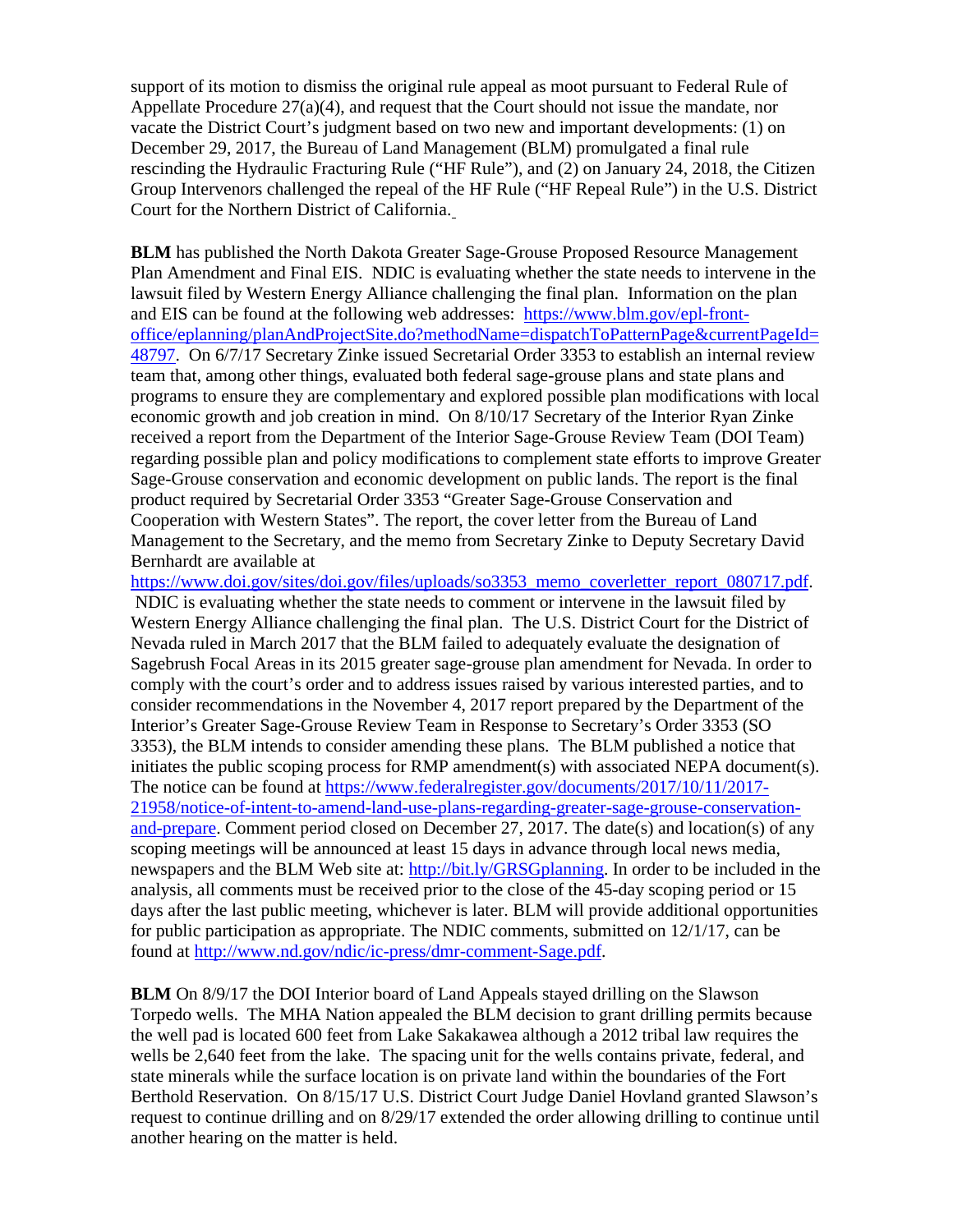support of its motion to dismiss the original rule appeal as moot pursuant to Federal Rule of Appellate Procedure 27(a)(4), and request that the Court should not issue the mandate, nor vacate the District Court's judgment based on two new and important developments: (1) on December 29, 2017, the Bureau of Land Management (BLM) promulgated a final rule rescinding the Hydraulic Fracturing Rule ("HF Rule"), and (2) on January 24, 2018, the Citizen Group Intervenors challenged the repeal of the HF Rule ("HF Repeal Rule") in the U.S. District Court for the Northern District of California.

**BLM** has published the North Dakota Greater Sage-Grouse Proposed Resource Management Plan Amendment and Final EIS. NDIC is evaluating whether the state needs to intervene in the lawsuit filed by Western Energy Alliance challenging the final plan. Information on the plan and EIS can be found at the following web addresses: [https://www.blm.gov/epl-front-office/eplanning/planAndProjectSite.do?methodName=dispatchToPatternPage&currentPageId=48797](https://www.blm.gov/epl-front-office/eplanning/planAndProjectSite.do?methodName=dispatchToPatternPage&currentPageId=48797). On 6/7/17 Secretary Zinke issued Secretarial Order 3353 to establish an internal review team that, among other things, evaluated both federal sage-grouse plans and state plans and programs to ensure they are complementary and explored possible plan modifications with local economic growth and job creation in mind. On 8/10/17 Secretary of the Interior Ryan Zinke received a report from the Department of the Interior Sage-Grouse Review Team (DOI Team) regarding possible plan and policy modifications to complement state efforts to improve Greater Sage-Grouse conservation and economic development on public lands. The report is the final product required by Secretarial Order 3353 "Greater Sage-Grouse Conservation and Cooperation with Western States". The report, the cover letter from the Bureau of Land Management to the Secretary, and the memo from Secretary Zinke to Deputy Secretary David Bernhardt are available at [https://www.doi.gov/sites/doi.gov/files/uploads/so3353_memo_coverletter_report_080717.pdf](https://www.doi.gov/sites/doi.gov/files/uploads/so3353_memo_coverletter_report_080717.pdf). NDIC is evaluating whether the state needs to comment or intervene in the lawsuit filed by Western Energy Alliance challenging the final plan. The U.S. District Court for the District of Nevada ruled in March 2017 that the BLM failed to adequately evaluate the designation of Sagebrush Focal Areas in its 2015 greater sage-grouse plan amendment for Nevada. In order to comply with the court's order and to address issues raised by various interested parties, and to consider recommendations in the November 4, 2017 report prepared by the Department of the Interior's Greater Sage-Grouse Review Team in Response to Secretary's Order 3353 (SO 3353), the BLM intends to consider amending these plans. The BLM published a notice that initiates the public scoping process for RMP amendment(s) with associated NEPA document(s). The notice can be found at [https://www.federalregister.gov/documents/2017/10/11/2017-21958/notice-of-intent-to-amend-land-use-plans-regarding-greater-sage-grouse-conservation-and-prepare](https://www.federalregister.gov/documents/2017/10/11/2017-21958/notice-of-intent-to-amend-land-use-plans-regarding-greater-sage-grouse-conservation-and-prepare). Comment period closed on December 27, 2017. The date(s) and location(s) of any scoping meetings will be announced at least 15 days in advance through local news media, newspapers and the BLM Web site at: [http://bit.ly/GRSGplanning](http://bit.ly/GRSGplanning). In order to be included in the analysis, all comments must be received prior to the close of the 45-day scoping period or 15 days after the last public meeting, whichever is later. BLM will provide additional opportunities for public participation as appropriate. The NDIC comments, submitted on 12/1/17, can be found at [http://www.nd.gov/ndic/ic-press/dmr-comment-Sage.pdf](http://www.nd.gov/ndic/ic-press/dmr-comment-Sage.pdf).

**BLM** On 8/9/17 the DOI Interior board of Land Appeals stayed drilling on the Slawson Torpedo wells. The MHA Nation appealed the BLM decision to grant drilling permits because the well pad is located 600 feet from Lake Sakakawea although a 2012 tribal law requires the wells be 2,640 feet from the lake. The spacing unit for the wells contains private, federal, and state minerals while the surface location is on private land within the boundaries of the Fort Berthold Reservation. On 8/15/17 U.S. District Court Judge Daniel Hovland granted Slawson's request to continue drilling and on 8/29/17 extended the order allowing drilling to continue until another hearing on the matter is held.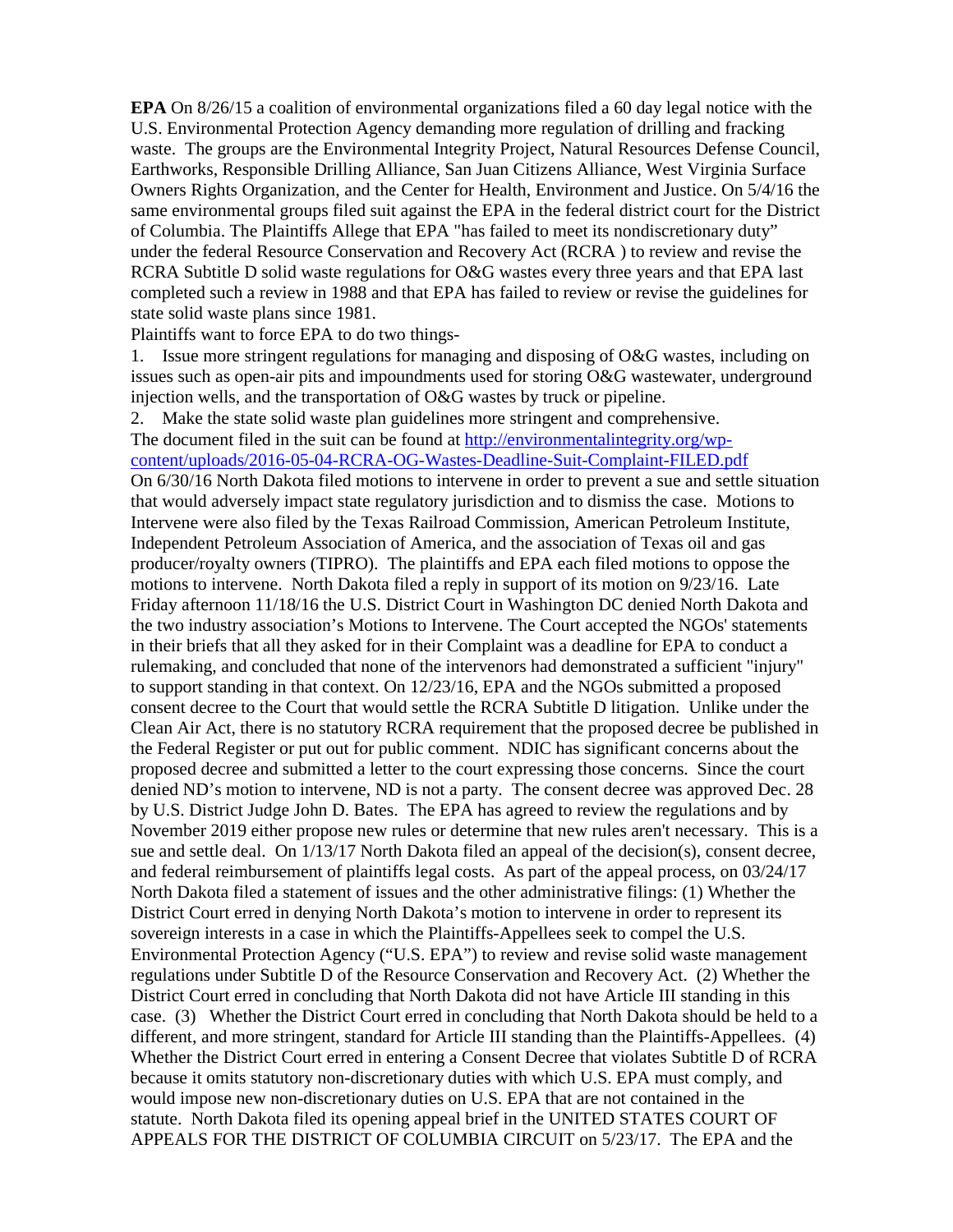**EPA** On 8/26/15 a coalition of environmental organizations filed a 60 day legal notice with the U.S. Environmental Protection Agency demanding more regulation of drilling and fracking waste. The groups are the Environmental Integrity Project, Natural Resources Defense Council, Earthworks, Responsible Drilling Alliance, San Juan Citizens Alliance, West Virginia Surface Owners Rights Organization, and the Center for Health, Environment and Justice. On 5/4/16 the same environmental groups filed suit against the EPA in the federal district court for the District of Columbia. The Plaintiffs Allege that EPA "has failed to meet its nondiscretionary duty" under the federal Resource Conservation and Recovery Act (RCRA ) to review and revise the RCRA Subtitle D solid waste regulations for O&G wastes every three years and that EPA last completed such a review in 1988 and that EPA has failed to review or revise the guidelines for state solid waste plans since 1981.

Plaintiffs want to force EPA to do two things-

1. Issue more stringent regulations for managing and disposing of O&G wastes, including on issues such as open-air pits and impoundments used for storing O&G wastewater, underground injection wells, and the transportation of O&G wastes by truck or pipeline.
2. Make the state solid waste plan guidelines more stringent and comprehensive.

The document filed in the suit can be found at [http://environmentalintegrity.org/wp-content/uploads/2016-05-04-RCRA-OG-Wastes-Deadline-Suit-Complaint-FILED.pdf](http://environmentalintegrity.org/wp-content/uploads/2016-05-04-RCRA-OG-Wastes-Deadline-Suit-Complaint-FILED.pdf)

On 6/30/16 North Dakota filed motions to intervene in order to prevent a sue and settle situation that would adversely impact state regulatory jurisdiction and to dismiss the case. Motions to Intervene were also filed by the Texas Railroad Commission, American Petroleum Institute, Independent Petroleum Association of America, and the association of Texas oil and gas producer/royalty owners (TIPRO). The plaintiffs and EPA each filed motions to oppose the motions to intervene. North Dakota filed a reply in support of its motion on 9/23/16. Late Friday afternoon 11/18/16 the U.S. District Court in Washington DC denied North Dakota and the two industry association's Motions to Intervene. The Court accepted the NGOs' statements in their briefs that all they asked for in their Complaint was a deadline for EPA to conduct a rulemaking, and concluded that none of the intervenors had demonstrated a sufficient "injury" to support standing in that context. On 12/23/16, EPA and the NGOs submitted a proposed consent decree to the Court that would settle the RCRA Subtitle D litigation. Unlike under the Clean Air Act, there is no statutory RCRA requirement that the proposed decree be published in the Federal Register or put out for public comment. NDIC has significant concerns about the proposed decree and submitted a letter to the court expressing those concerns. Since the court denied ND's motion to intervene, ND is not a party. The consent decree was approved Dec. 28 by U.S. District Judge John D. Bates. The EPA has agreed to review the regulations and by November 2019 either propose new rules or determine that new rules aren't necessary. This is a sue and settle deal. On 1/13/17 North Dakota filed an appeal of the decision(s), consent decree, and federal reimbursement of plaintiffs legal costs. As part of the appeal process, on 03/24/17 North Dakota filed a statement of issues and the other administrative filings: (1) Whether the District Court erred in denying North Dakota's motion to intervene in order to represent its sovereign interests in a case in which the Plaintiffs-Appellees seek to compel the U.S. Environmental Protection Agency ("U.S. EPA") to review and revise solid waste management regulations under Subtitle D of the Resource Conservation and Recovery Act. (2) Whether the District Court erred in concluding that North Dakota did not have Article III standing in this case. (3) Whether the District Court erred in concluding that North Dakota should be held to a different, and more stringent, standard for Article III standing than the Plaintiffs-Appellees. (4) Whether the District Court erred in entering a Consent Decree that violates Subtitle D of RCRA because it omits statutory non-discretionary duties with which U.S. EPA must comply, and would impose new non-discretionary duties on U.S. EPA that are not contained in the statute. North Dakota filed its opening appeal brief in the UNITED STATES COURT OF APPEALS FOR THE DISTRICT OF COLUMBIA CIRCUIT on 5/23/17. The EPA and the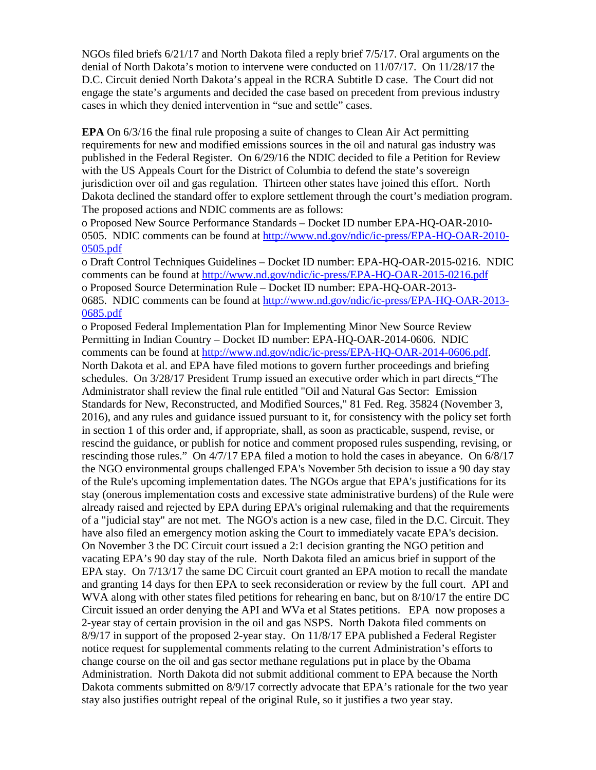NGOs filed briefs 6/21/17 and North Dakota filed a reply brief 7/5/17. Oral arguments on the denial of North Dakota's motion to intervene were conducted on 11/07/17. On 11/28/17 the D.C. Circuit denied North Dakota's appeal in the RCRA Subtitle D case. The Court did not engage the state's arguments and decided the case based on precedent from previous industry cases in which they denied intervention in "sue and settle" cases.

**EPA** On 6/3/16 the final rule proposing a suite of changes to Clean Air Act permitting requirements for new and modified emissions sources in the oil and natural gas industry was published in the Federal Register. On 6/29/16 the NDIC decided to file a Petition for Review with the US Appeals Court for the District of Columbia to defend the state's sovereign jurisdiction over oil and gas regulation. Thirteen other states have joined this effort. North Dakota declined the standard offer to explore settlement through the court's mediation program. The proposed actions and NDIC comments are as follows:

- Proposed New Source Performance Standards – Docket ID number EPA-HQ-OAR-2010-0505. NDIC comments can be found at [http://www.nd.gov/ndic/ic-press/EPA-HQ-OAR-2010-0505.pdf](http://www.nd.gov/ndic/ic-press/EPA-HQ-OAR-2010-0505.pdf)
- Draft Control Techniques Guidelines – Docket ID number: EPA-HQ-OAR-2015-0216. NDIC comments can be found at [http://www.nd.gov/ndic/ic-press/EPA-HQ-OAR-2015-0216.pdf](http://www.nd.gov/ndic/ic-press/EPA-HQ-OAR-2015-0216.pdf)
- Proposed Source Determination Rule – Docket ID number: EPA-HQ-OAR-2013-0685. NDIC comments can be found at [http://www.nd.gov/ndic/ic-press/EPA-HQ-OAR-2013-0685.pdf](http://www.nd.gov/ndic/ic-press/EPA-HQ-OAR-2013-0685.pdf)
- Proposed Federal Implementation Plan for Implementing Minor New Source Review Permitting in Indian Country – Docket ID number: EPA-HQ-OAR-2014-0606. NDIC comments can be found at [http://www.nd.gov/ndic/ic-press/EPA-HQ-OAR-2014-0606.pdf](http://www.nd.gov/ndic/ic-press/EPA-HQ-OAR-2014-0606.pdf).

North Dakota et al. and EPA have filed motions to govern further proceedings and briefing schedules. On 3/28/17 President Trump issued an executive order which in part directs "The Administrator shall review the final rule entitled "Oil and Natural Gas Sector: Emission Standards for New, Reconstructed, and Modified Sources," 81 Fed. Reg. 35824 (November 3, 2016), and any rules and guidance issued pursuant to it, for consistency with the policy set forth in section 1 of this order and, if appropriate, shall, as soon as practicable, suspend, revise, or rescind the guidance, or publish for notice and comment proposed rules suspending, revising, or rescinding those rules." On 4/7/17 EPA filed a motion to hold the cases in abeyance. On 6/8/17 the NGO environmental groups challenged EPA's November 5th decision to issue a 90 day stay of the Rule's upcoming implementation dates. The NGOs argue that EPA's justifications for its stay (onerous implementation costs and excessive state administrative burdens) of the Rule were already raised and rejected by EPA during EPA's original rulemaking and that the requirements of a "judicial stay" are not met. The NGO's action is a new case, filed in the D.C. Circuit. They have also filed an emergency motion asking the Court to immediately vacate EPA's decision. On November 3 the DC Circuit court issued a 2:1 decision granting the NGO petition and vacating EPA's 90 day stay of the rule. North Dakota filed an amicus brief in support of the EPA stay. On 7/13/17 the same DC Circuit court granted an EPA motion to recall the mandate and granting 14 days for then EPA to seek reconsideration or review by the full court. API and WVA along with other states filed petitions for rehearing en banc, but on 8/10/17 the entire DC Circuit issued an order denying the API and WVa et al States petitions. EPA now proposes a 2-year stay of certain provision in the oil and gas NSPS. North Dakota filed comments on 8/9/17 in support of the proposed 2-year stay. On 11/8/17 EPA published a Federal Register notice request for supplemental comments relating to the current Administration's efforts to change course on the oil and gas sector methane regulations put in place by the Obama Administration. North Dakota did not submit additional comment to EPA because the North Dakota comments submitted on 8/9/17 correctly advocate that EPA's rationale for the two year stay also justifies outright repeal of the original Rule, so it justifies a two year stay.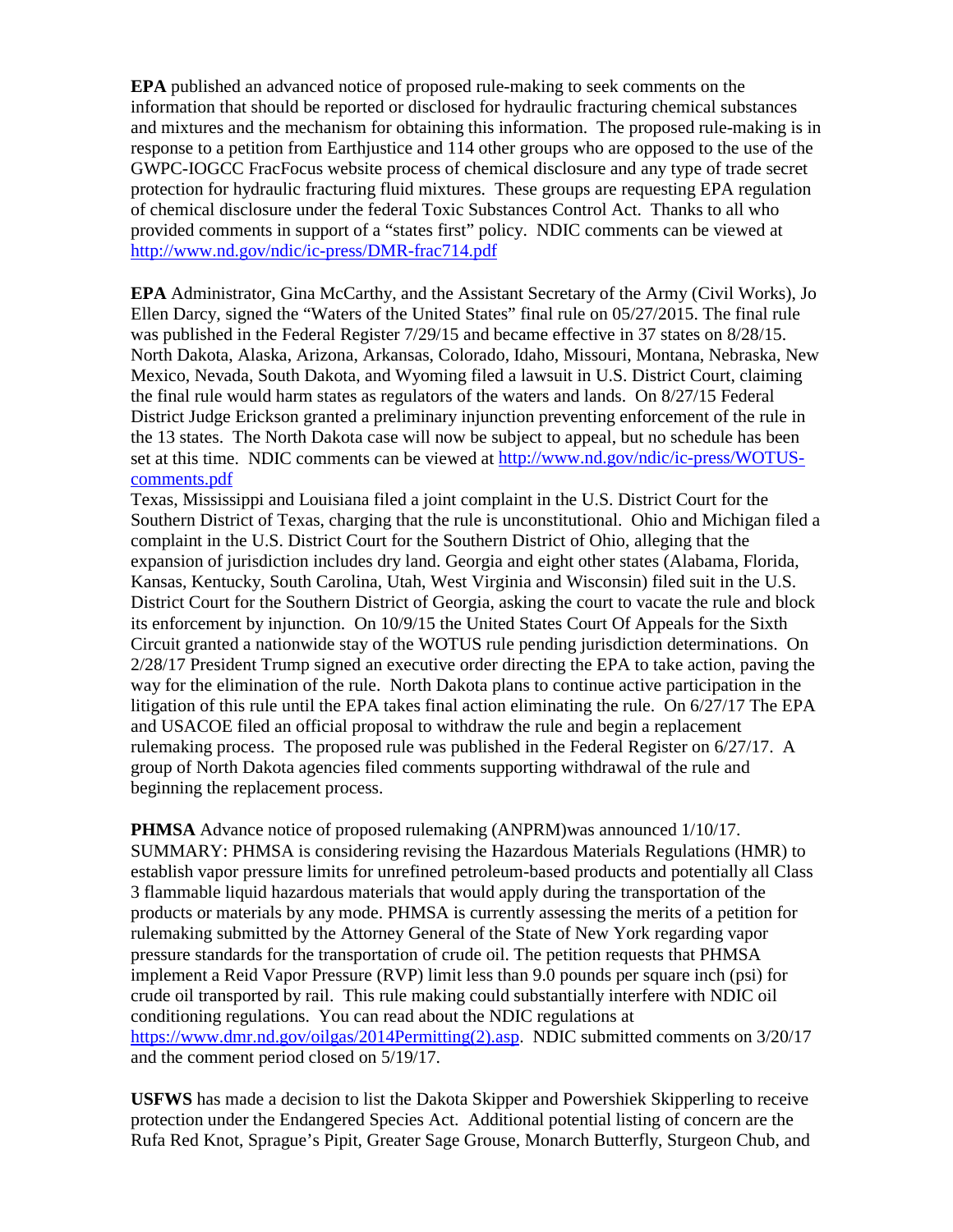**EPA** published an advanced notice of proposed rule-making to seek comments on the information that should be reported or disclosed for hydraulic fracturing chemical substances and mixtures and the mechanism for obtaining this information. The proposed rule-making is in response to a petition from Earthjustice and 114 other groups who are opposed to the use of the GWPC-IOGCC FracFocus website process of chemical disclosure and any type of trade secret protection for hydraulic fracturing fluid mixtures. These groups are requesting EPA regulation of chemical disclosure under the federal Toxic Substances Control Act. Thanks to all who provided comments in support of a "states first" policy. NDIC comments can be viewed at http://www.nd.gov/ndic/ic-press/DMR-frac714.pdf

**EPA** Administrator, Gina McCarthy, and the Assistant Secretary of the Army (Civil Works), Jo Ellen Darcy, signed the "Waters of the United States" final rule on 05/27/2015. The final rule was published in the Federal Register 7/29/15 and became effective in 37 states on 8/28/15. North Dakota, Alaska, Arizona, Arkansas, Colorado, Idaho, Missouri, Montana, Nebraska, New Mexico, Nevada, South Dakota, and Wyoming filed a lawsuit in U.S. District Court, claiming the final rule would harm states as regulators of the waters and lands. On 8/27/15 Federal District Judge Erickson granted a preliminary injunction preventing enforcement of the rule in the 13 states. The North Dakota case will now be subject to appeal, but no schedule has been set at this time. NDIC comments can be viewed at http://www.nd.gov/ndic/ic-press/WOTUS-comments.pdf
Texas, Mississippi and Louisiana filed a joint complaint in the U.S. District Court for the Southern District of Texas, charging that the rule is unconstitutional. Ohio and Michigan filed a complaint in the U.S. District Court for the Southern District of Ohio, alleging that the expansion of jurisdiction includes dry land. Georgia and eight other states (Alabama, Florida, Kansas, Kentucky, South Carolina, Utah, West Virginia and Wisconsin) filed suit in the U.S. District Court for the Southern District of Georgia, asking the court to vacate the rule and block its enforcement by injunction. On 10/9/15 the United States Court Of Appeals for the Sixth Circuit granted a nationwide stay of the WOTUS rule pending jurisdiction determinations. On 2/28/17 President Trump signed an executive order directing the EPA to take action, paving the way for the elimination of the rule. North Dakota plans to continue active participation in the litigation of this rule until the EPA takes final action eliminating the rule. On 6/27/17 The EPA and USACOE filed an official proposal to withdraw the rule and begin a replacement rulemaking process. The proposed rule was published in the Federal Register on 6/27/17. A group of North Dakota agencies filed comments supporting withdrawal of the rule and beginning the replacement process.

**PHMSA** Advance notice of proposed rulemaking (ANPRM)was announced 1/10/17. SUMMARY: PHMSA is considering revising the Hazardous Materials Regulations (HMR) to establish vapor pressure limits for unrefined petroleum-based products and potentially all Class 3 flammable liquid hazardous materials that would apply during the transportation of the products or materials by any mode. PHMSA is currently assessing the merits of a petition for rulemaking submitted by the Attorney General of the State of New York regarding vapor pressure standards for the transportation of crude oil. The petition requests that PHMSA implement a Reid Vapor Pressure (RVP) limit less than 9.0 pounds per square inch (psi) for crude oil transported by rail. This rule making could substantially interfere with NDIC oil conditioning regulations. You can read about the NDIC regulations at https://www.dmr.nd.gov/oilgas/2014Permitting(2).asp. NDIC submitted comments on 3/20/17 and the comment period closed on 5/19/17.

**USFWS** has made a decision to list the Dakota Skipper and Powershiek Skipperling to receive protection under the Endangered Species Act. Additional potential listing of concern are the Rufa Red Knot, Sprague's Pipit, Greater Sage Grouse, Monarch Butterfly, Sturgeon Chub, and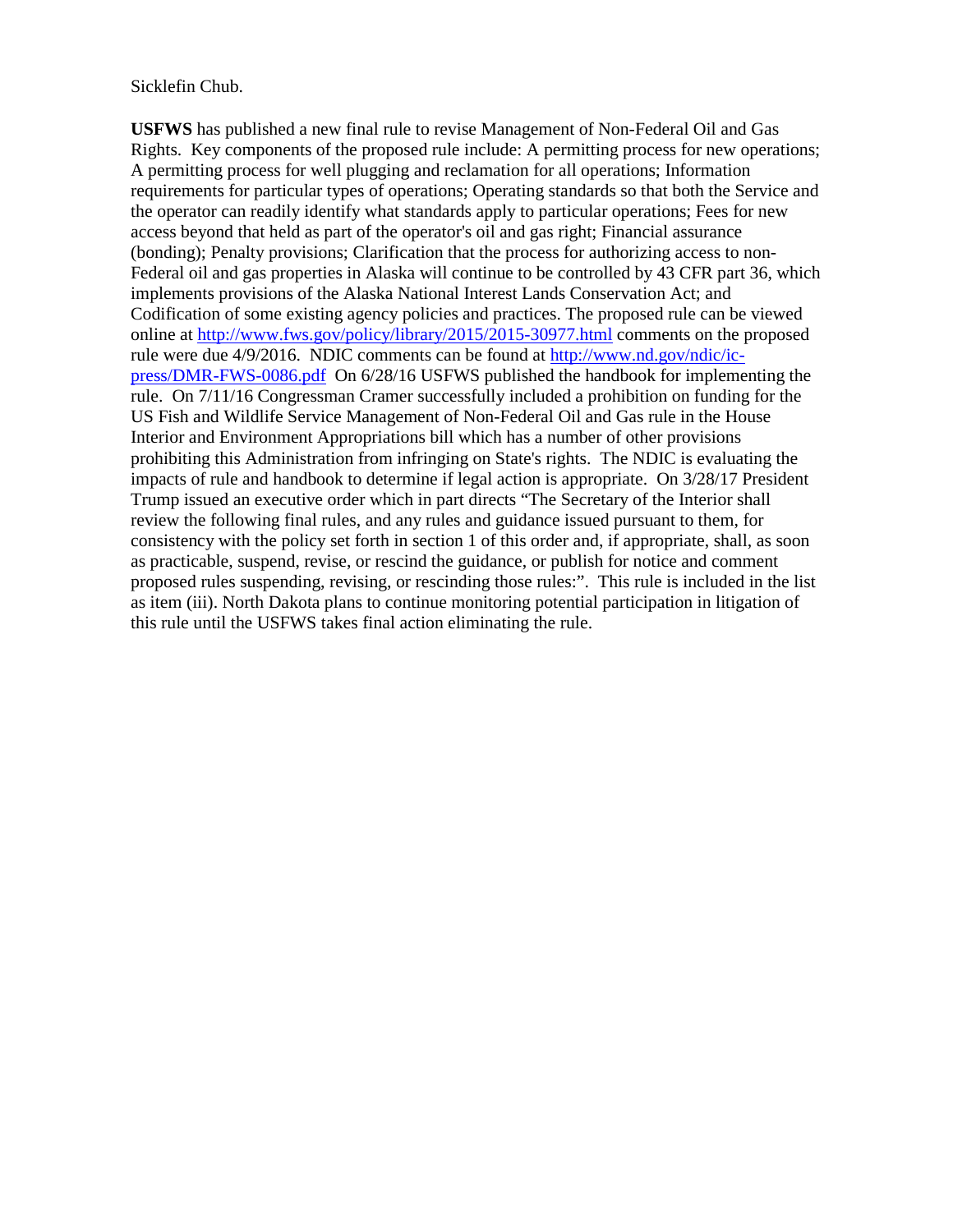Sicklefin Chub.

**USFWS** has published a new final rule to revise Management of Non-Federal Oil and Gas Rights. Key components of the proposed rule include: A permitting process for new operations; A permitting process for well plugging and reclamation for all operations; Information requirements for particular types of operations; Operating standards so that both the Service and the operator can readily identify what standards apply to particular operations; Fees for new access beyond that held as part of the operator's oil and gas right; Financial assurance (bonding); Penalty provisions; Clarification that the process for authorizing access to non-Federal oil and gas properties in Alaska will continue to be controlled by 43 CFR part 36, which implements provisions of the Alaska National Interest Lands Conservation Act; and Codification of some existing agency policies and practices. The proposed rule can be viewed online at [http://www.fws.gov/policy/library/2015/2015-30977.html](http://www.fws.gov/policy/library/2015/2015-30977.html) comments on the proposed rule were due 4/9/2016. NDIC comments can be found at [http://www.nd.gov/ndic/ic-press/DMR-FWS-0086.pdf](http://www.nd.gov/ndic/ic-press/DMR-FWS-0086.pdf) On 6/28/16 USFWS published the handbook for implementing the rule. On 7/11/16 Congressman Cramer successfully included a prohibition on funding for the US Fish and Wildlife Service Management of Non-Federal Oil and Gas rule in the House Interior and Environment Appropriations bill which has a number of other provisions prohibiting this Administration from infringing on State's rights. The NDIC is evaluating the impacts of rule and handbook to determine if legal action is appropriate. On 3/28/17 President Trump issued an executive order which in part directs "The Secretary of the Interior shall review the following final rules, and any rules and guidance issued pursuant to them, for consistency with the policy set forth in section 1 of this order and, if appropriate, shall, as soon as practicable, suspend, revise, or rescind the guidance, or publish for notice and comment proposed rules suspending, revising, or rescinding those rules:". This rule is included in the list as item (iii). North Dakota plans to continue monitoring potential participation in litigation of this rule until the USFWS takes final action eliminating the rule.